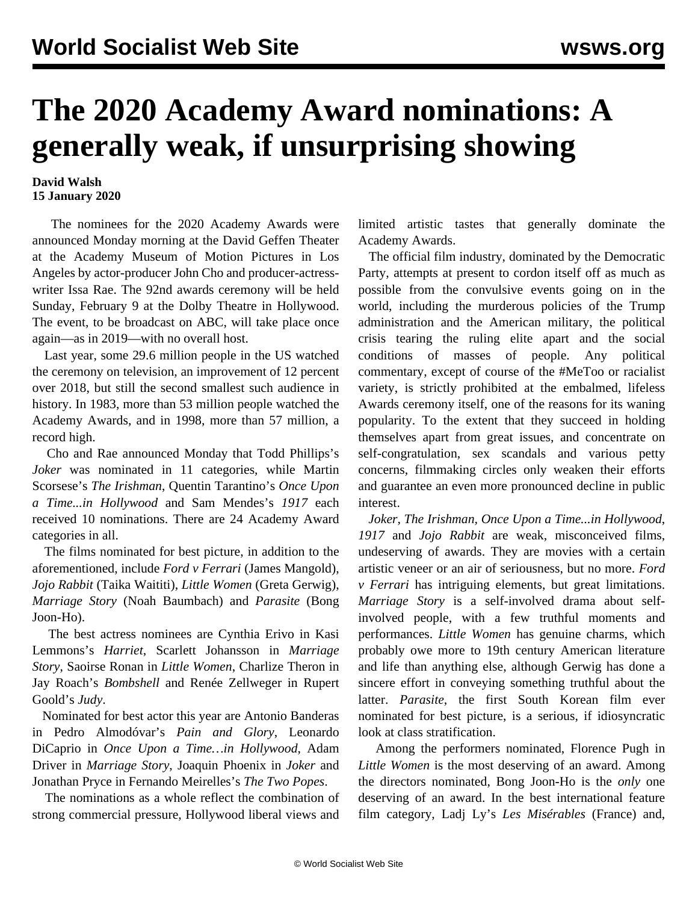# The 2020 Academy Award nominations: A generally weak, if unsurprising showing

**David Walsh**
**15 January 2020**

The nominees for the 2020 Academy Awards were announced Monday morning at the David Geffen Theater at the Academy Museum of Motion Pictures in Los Angeles by actor-producer John Cho and producer-actress-writer Issa Rae. The 92nd awards ceremony will be held Sunday, February 9 at the Dolby Theatre in Hollywood. The event, to be broadcast on ABC, will take place once again—as in 2019—with no overall host.

Last year, some 29.6 million people in the US watched the ceremony on television, an improvement of 12 percent over 2018, but still the second smallest such audience in history. In 1983, more than 53 million people watched the Academy Awards, and in 1998, more than 57 million, a record high.

Cho and Rae announced Monday that Todd Phillips's *Joker* was nominated in 11 categories, while Martin Scorsese's *The Irishman*, Quentin Tarantino's *Once Upon a Time...in Hollywood* and Sam Mendes's *1917* each received 10 nominations. There are 24 Academy Award categories in all.

The films nominated for best picture, in addition to the aforementioned, include *Ford v Ferrari* (James Mangold), *Jojo Rabbit* (Taika Waititi), *Little Women* (Greta Gerwig), *Marriage Story* (Noah Baumbach) and *Parasite* (Bong Joon-Ho).

The best actress nominees are Cynthia Erivo in Kasi Lemmons's *Harriet*, Scarlett Johansson in *Marriage Story*, Saoirse Ronan in *Little Women*, Charlize Theron in Jay Roach's *Bombshell* and Renée Zellweger in Rupert Goold's *Judy*.

Nominated for best actor this year are Antonio Banderas in Pedro Almodóvar's *Pain and Glory*, Leonardo DiCaprio in *Once Upon a Time…in Hollywood*, Adam Driver in *Marriage Story*, Joaquin Phoenix in *Joker* and Jonathan Pryce in Fernando Meirelles's *The Two Popes*.

The nominations as a whole reflect the combination of strong commercial pressure, Hollywood liberal views and limited artistic tastes that generally dominate the Academy Awards.

The official film industry, dominated by the Democratic Party, attempts at present to cordon itself off as much as possible from the convulsive events going on in the world, including the murderous policies of the Trump administration and the American military, the political crisis tearing the ruling elite apart and the social conditions of masses of people. Any political commentary, except of course of the #MeToo or racialist variety, is strictly prohibited at the embalmed, lifeless Awards ceremony itself, one of the reasons for its waning popularity. To the extent that they succeed in holding themselves apart from great issues, and concentrate on self-congratulation, sex scandals and various petty concerns, filmmaking circles only weaken their efforts and guarantee an even more pronounced decline in public interest.

*Joker*, *The Irishman*, *Once Upon a Time...in Hollywood*, *1917* and *Jojo Rabbit* are weak, misconceived films, undeserving of awards. They are movies with a certain artistic veneer or an air of seriousness, but no more. *Ford v Ferrari* has intriguing elements, but great limitations. *Marriage Story* is a self-involved drama about self-involved people, with a few truthful moments and performances. *Little Women* has genuine charms, which probably owe more to 19th century American literature and life than anything else, although Gerwig has done a sincere effort in conveying something truthful about the latter. *Parasite*, the first South Korean film ever nominated for best picture, is a serious, if idiosyncratic look at class stratification.

Among the performers nominated, Florence Pugh in *Little Women* is the most deserving of an award. Among the directors nominated, Bong Joon-Ho is the *only* one deserving of an award. In the best international feature film category, Ladj Ly's *Les Misérables* (France) and,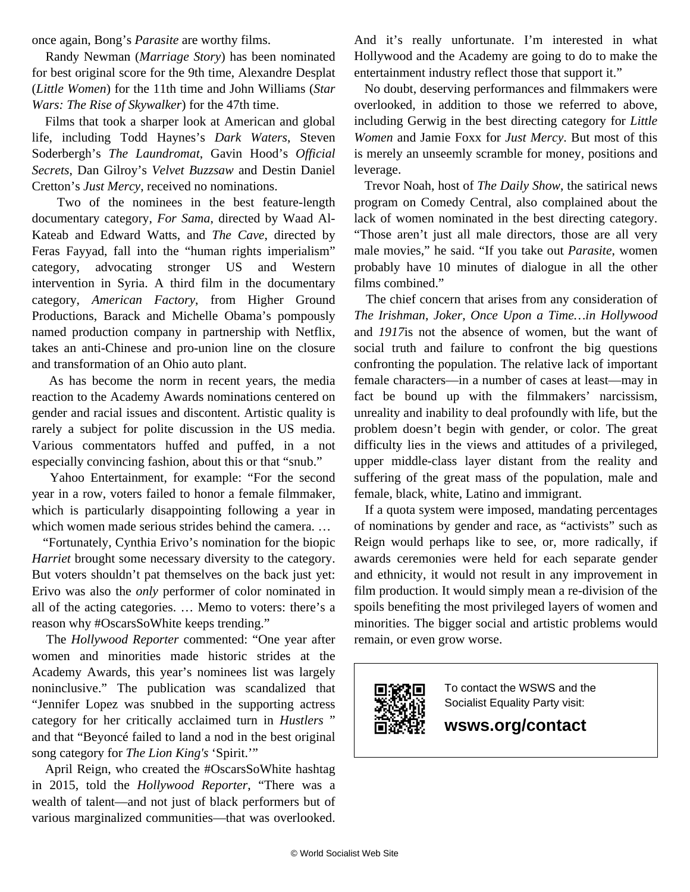once again, Bong's *Parasite* are worthy films.

Randy Newman (*Marriage Story*) has been nominated for best original score for the 9th time, Alexandre Desplat (*Little Women*) for the 11th time and John Williams (*Star Wars: The Rise of Skywalker*) for the 47th time.

Films that took a sharper look at American and global life, including Todd Haynes's *Dark Waters*, Steven Soderbergh's *The Laundromat*, Gavin Hood's *Official Secrets*, Dan Gilroy's *Velvet Buzzsaw* and Destin Daniel Cretton's *Just Mercy*, received no nominations.

Two of the nominees in the best feature-length documentary category, *For Sama*, directed by Waad Al-Kateab and Edward Watts, and *The Cave*, directed by Feras Fayyad, fall into the "human rights imperialism" category, advocating stronger US and Western intervention in Syria. A third film in the documentary category, *American Factory*, from Higher Ground Productions, Barack and Michelle Obama's pompously named production company in partnership with Netflix, takes an anti-Chinese and pro-union line on the closure and transformation of an Ohio auto plant.

As has become the norm in recent years, the media reaction to the Academy Awards nominations centered on gender and racial issues and discontent. Artistic quality is rarely a subject for polite discussion in the US media. Various commentators huffed and puffed, in a not especially convincing fashion, about this or that "snub."

Yahoo Entertainment, for example: "For the second year in a row, voters failed to honor a female filmmaker, which is particularly disappointing following a year in which women made serious strides behind the camera. …

"Fortunately, Cynthia Erivo's nomination for the biopic *Harriet* brought some necessary diversity to the category. But voters shouldn't pat themselves on the back just yet: Erivo was also the *only* performer of color nominated in all of the acting categories. … Memo to voters: there's a reason why #OscarsSoWhite keeps trending."

The *Hollywood Reporter* commented: "One year after women and minorities made historic strides at the Academy Awards, this year's nominees list was largely noninclusive." The publication was scandalized that "Jennifer Lopez was snubbed in the supporting actress category for her critically acclaimed turn in *Hustlers* " and that "Beyoncé failed to land a nod in the best original song category for *The Lion King's* 'Spirit.'"

April Reign, who created the #OscarsSoWhite hashtag in 2015, told the *Hollywood Reporter*, "There was a wealth of talent—and not just of black performers but of various marginalized communities—that was overlooked. And it's really unfortunate. I'm interested in what Hollywood and the Academy are going to do to make the entertainment industry reflect those that support it."

No doubt, deserving performances and filmmakers were overlooked, in addition to those we referred to above, including Gerwig in the best directing category for *Little Women* and Jamie Foxx for *Just Mercy*. But most of this is merely an unseemly scramble for money, positions and leverage.

Trevor Noah, host of *The Daily Show*, the satirical news program on Comedy Central, also complained about the lack of women nominated in the best directing category. "Those aren't just all male directors, those are all very male movies," he said. "If you take out *Parasite*, women probably have 10 minutes of dialogue in all the other films combined."

The chief concern that arises from any consideration of *The Irishman*, *Joker*, *Once Upon a Time…in Hollywood* and *1917*is not the absence of women, but the want of social truth and failure to confront the big questions confronting the population. The relative lack of important female characters—in a number of cases at least—may in fact be bound up with the filmmakers' narcissism, unreality and inability to deal profoundly with life, but the problem doesn't begin with gender, or color. The great difficulty lies in the views and attitudes of a privileged, upper middle-class layer distant from the reality and suffering of the great mass of the population, male and female, black, white, Latino and immigrant.

If a quota system were imposed, mandating percentages of nominations by gender and race, as "activists" such as Reign would perhaps like to see, or, more radically, if awards ceremonies were held for each separate gender and ethnicity, it would not result in any improvement in film production. It would simply mean a re-division of the spoils benefiting the most privileged layers of women and minorities. The bigger social and artistic problems would remain, or even grow worse.

To contact the WSWS and the Socialist Equality Party visit:

**wsws.org/contact**